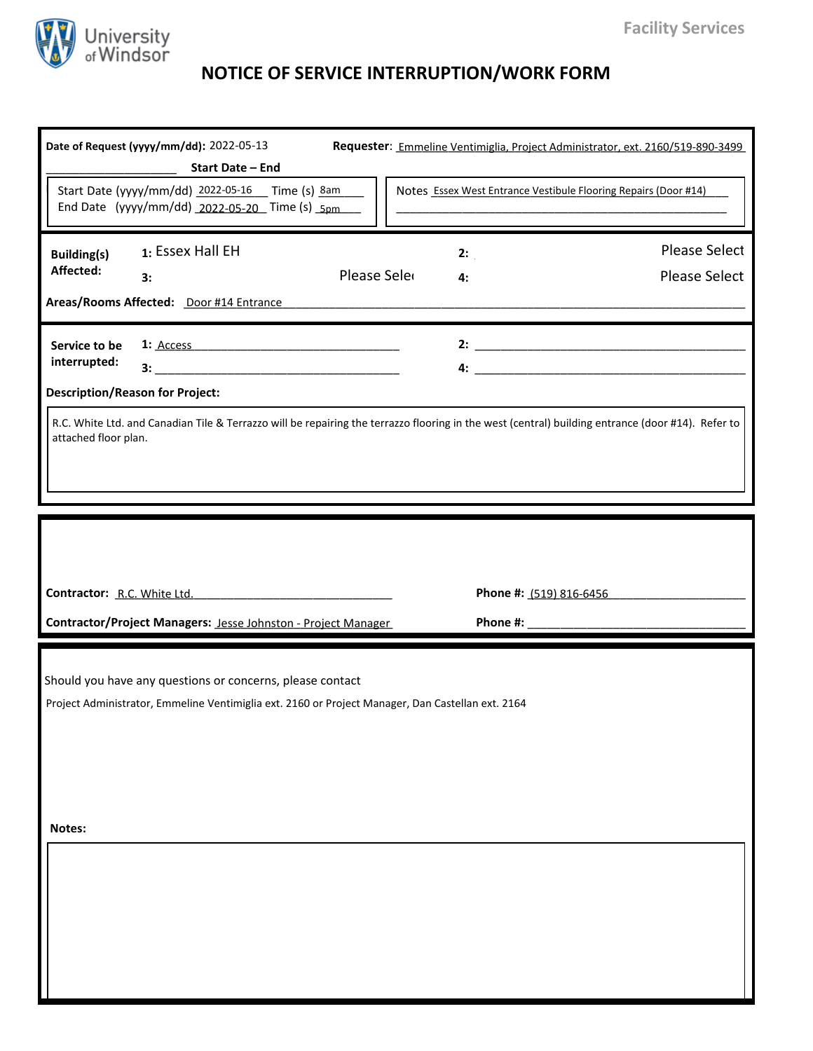Facility Services

University of Windsor

# NOTICE OF SERVICE INTERRUPTION/WORK FORM

**Date of Request (yyyy/mm/dd):** 2022-05-13

**Requester**: Emmeline Ventimiglia, Project Administrator, ext. 2160/519-890-3499

**Start Date – End**

Start Date (yyyy/mm/dd) 2022-05-16 Time (s) 8am

End Date (yyyy/mm/dd) 2022-05-20 Time (s) 5pm

Notes Essex West Entrance Vestibule Flooring Repairs (Door #14)

**Building(s) Affected:**

1: Essex Hall EH

2: Please Select

3: Please Select

4: Please Select

**Areas/Rooms Affected:** Door #14 Entrance

**Service to be interrupted:**

1: Access

2:

3:

4:

**Description/Reason for Project:**

R.C. White Ltd. and Canadian Tile & Terrazzo will be repairing the terrazzo flooring in the west (central) building entrance (door #14). Refer to attached floor plan.

**Contractor:** R.C. White Ltd.

**Phone #:** (519) 816-6456

**Contractor/Project Managers:** Jesse Johnston - Project Manager

**Phone #:**

Should you have any questions or concerns, please contact

Project Administrator, Emmeline Ventimiglia ext. 2160 or Project Manager, Dan Castellan ext. 2164

**Notes:**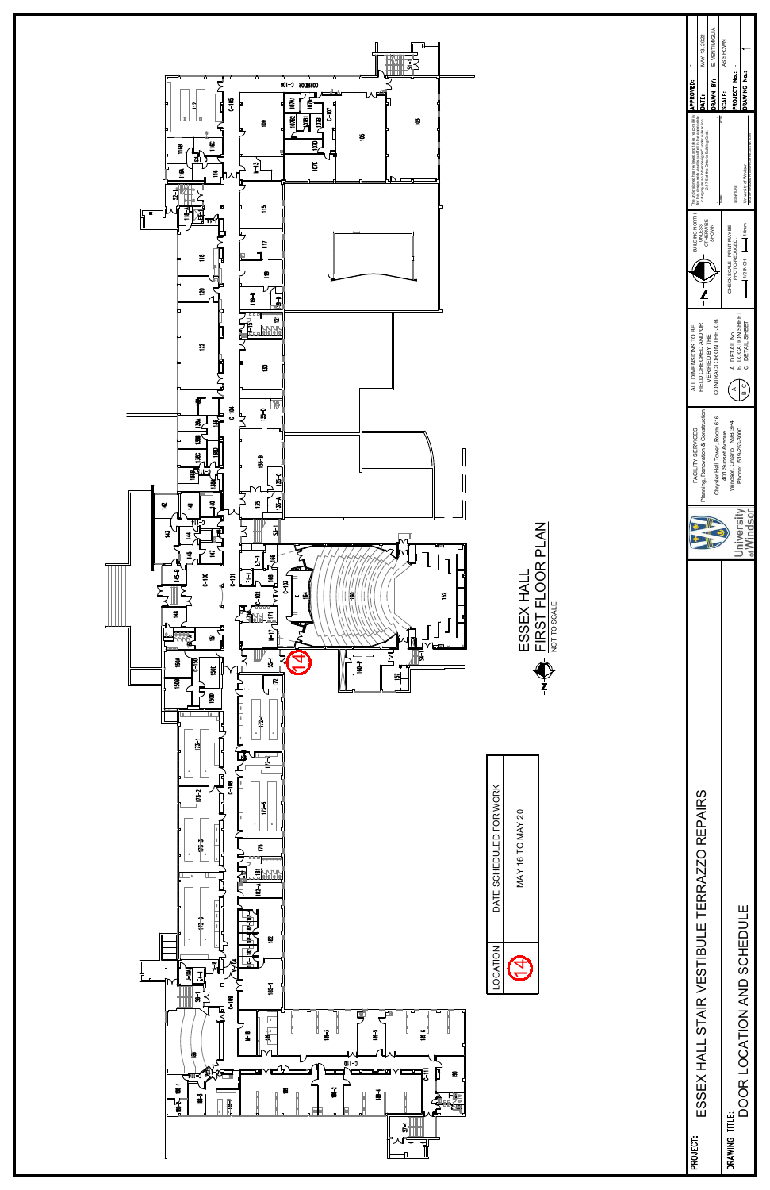# ESSEX HALL FIRST FLOOR PLAN

NOT TO SCALE

| LOCATION | DATE SCHEDULED FOR WORK |
|---|---|
| 14 | MAY 16 TO MAY 20 |

PROJECT: ESSEX HALL STAIR VESTIBULE TERRAZZO REPAIRS

DRAWING TITLE: DOOR LOCATION AND SCHEDULE

FACILITY SERVICES
Planning, Renovation & Construction
Chrysler Hall Tower, Room 616
401 Sunset Avenue
Windsor, Ontario N9B 3P4
Phone: 519-253-3000

University of Windsor

ALL DIMENSIONS TO BE FIELD CHECKED AND/OR VERIFIED BY THE CONTRACTOR ON THE JOB

A DETAIL No.
B LOCATION SHEET
C DETAIL SHEET

BUILDING NORTH UNLESS OTHERWISE SHOWN

CHECK SCALE - PRINT MAY BE PHOTOREDUCED
1/2 INCH
10mm

APPROVED: -
DATE: MAY 13, 2022
DRAWN BY: E. VENTIMIGLIA
SCALE: AS SHOWN
PROJECT No.: -
DRAWING No.: 1